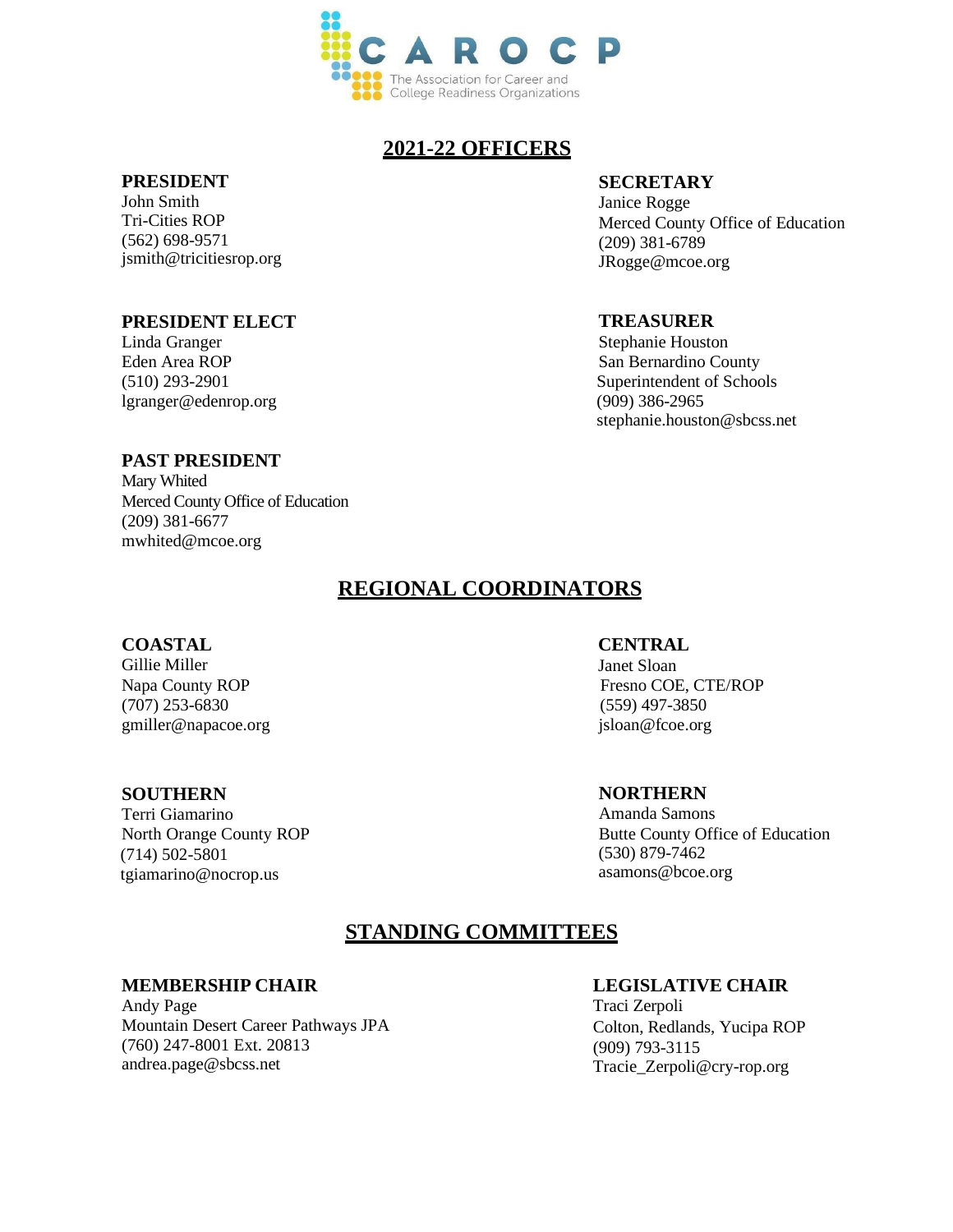CAROCP

The Association for Career and College Readiness Organizations

## 2021-22 OFFICERS

**PRESIDENT**
John Smith
Tri-Cities ROP
(562) 698-9571
jsmith@tricitiesrop.org

**PRESIDENT ELECT**
Linda Granger
Eden Area ROP
(510) 293-2901
lgranger@edenrop.org

**PAST PRESIDENT**
Mary Whited
Merced County Office of Education
(209) 381-6677
mwhited@mcoe.org

**SECRETARY**
Janice Rogge
Merced County Office of Education
(209) 381-6789
JRogge@mcoe.org

**TREASURER**
Stephanie Houston
San Bernardino County
Superintendent of Schools
(909) 386-2965
stephanie.houston@sbcss.net

## REGIONAL COORDINATORS

**COASTAL**
Gillie Miller
Napa County ROP
(707) 253-6830
gmiller@napacoe.org

**CENTRAL**
Janet Sloan
Fresno COE, CTE/ROP
(559) 497-3850
jsloan@fcoe.org

**SOUTHERN**
Terri Giamarino
North Orange County ROP
(714) 502-5801
tgiamarino@nocrop.us

**NORTHERN**
Amanda Samons
Butte County Office of Education
(530) 879-7462
asamons@bcoe.org

## STANDING COMMITTEES

**MEMBERSHIP CHAIR**
Andy Page
Mountain Desert Career Pathways JPA
(760) 247-8001 Ext. 20813
andrea.page@sbcss.net

**LEGISLATIVE CHAIR**
Traci Zerpoli
Colton, Redlands, Yucipa ROP
(909) 793-3115
Tracie_Zerpoli@cry-rop.org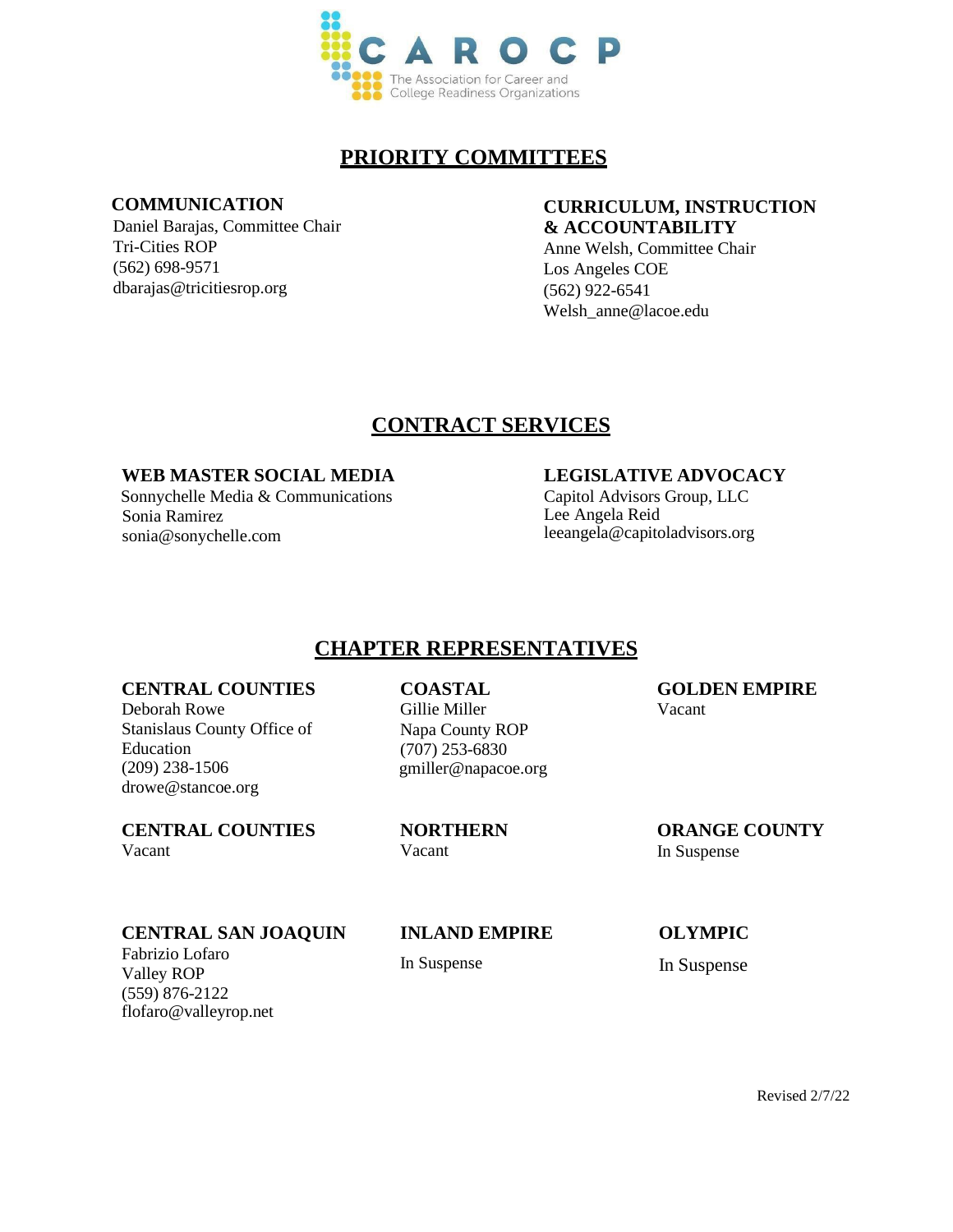CAROCP

The Association for Career and College Readiness Organizations

## PRIORITY COMMITTEES

### COMMUNICATION

Daniel Barajas, Committee Chair
Tri-Cities ROP
(562) 698-9571
dbarajas@tricitiesrop.org

### CURRICULUM, INSTRUCTION & ACCOUNTABILITY

Anne Welsh, Committee Chair
Los Angeles COE
(562) 922-6541
Welsh_anne@lacoe.edu

## CONTRACT SERVICES

### WEB MASTER SOCIAL MEDIA

Sonnychelle Media & Communications
Sonia Ramirez
sonia@sonychelle.com

### LEGISLATIVE ADVOCACY

Capitol Advisors Group, LLC
Lee Angela Reid
leeangela@capitoladvisors.org

## CHAPTER REPRESENTATIVES

### CENTRAL COUNTIES

Deborah Rowe
Stanislaus County Office of Education
(209) 238-1506
drowe@stancoe.org

### COASTAL

Gillie Miller
Napa County ROP
(707) 253-6830
gmiller@napacoe.org

### GOLDEN EMPIRE

Vacant

### CENTRAL COUNTIES

Vacant

### NORTHERN

Vacant

### ORANGE COUNTY

In Suspense

### CENTRAL SAN JOAQUIN

Fabrizio Lofaro
Valley ROP
(559) 876-2122
flofaro@valleyrop.net

### INLAND EMPIRE

In Suspense

### OLYMPIC

In Suspense

Revised 2/7/22